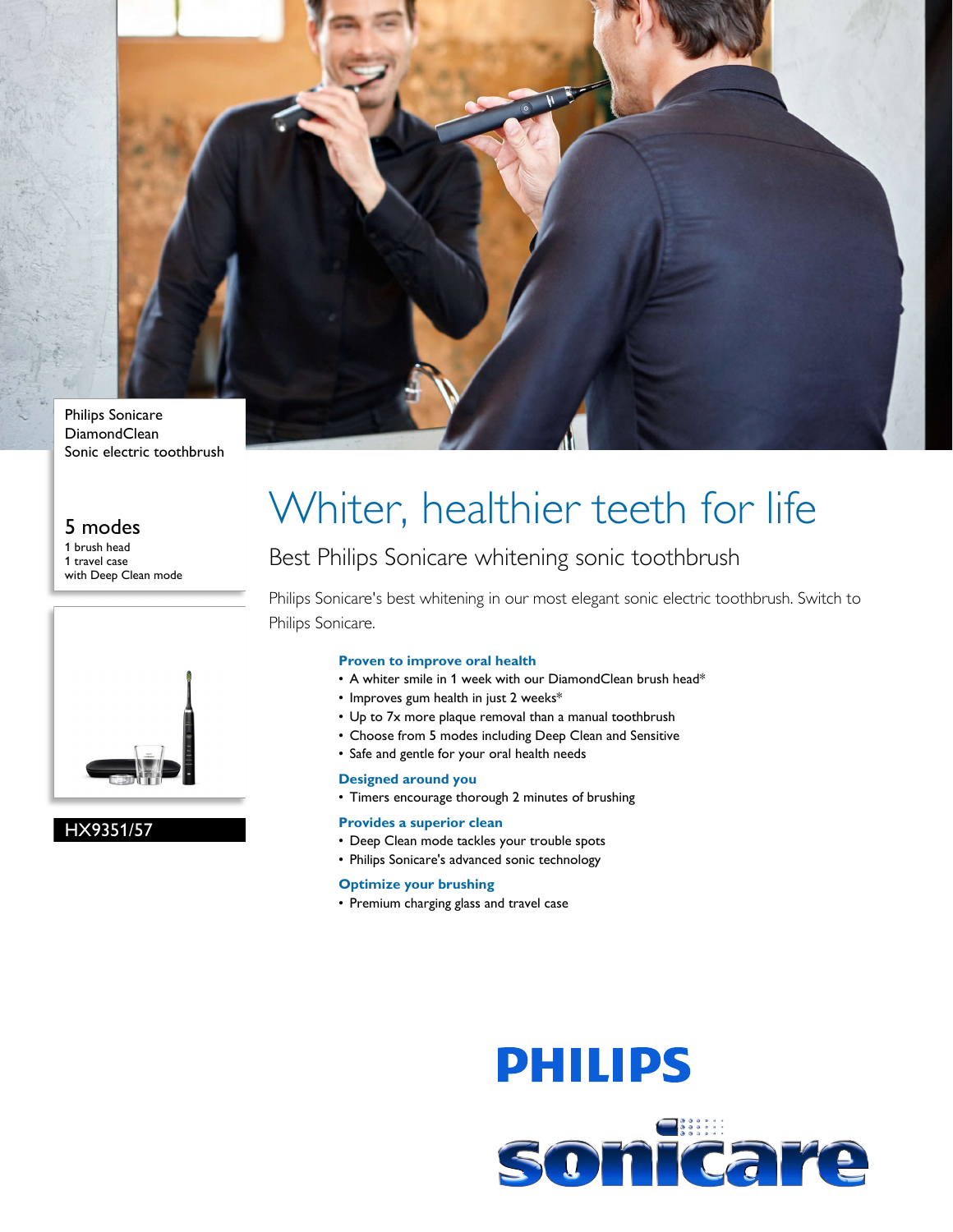Philips Sonicare
DiamondClean
Sonic electric toothbrush

5 modes
1 brush head
1 travel case
with Deep Clean mode

HX9351/57

# Whiter, healthier teeth for life

## Best Philips Sonicare whitening sonic toothbrush

Philips Sonicare's best whitening in our most elegant sonic electric toothbrush. Switch to Philips Sonicare.

### Proven to improve oral health

- A whiter smile in 1 week with our DiamondClean brush head*
- Improves gum health in just 2 weeks*
- Up to 7x more plaque removal than a manual toothbrush
- Choose from 5 modes including Deep Clean and Sensitive
- Safe and gentle for your oral health needs

### Designed around you

- Timers encourage thorough 2 minutes of brushing

### Provides a superior clean

- Deep Clean mode tackles your trouble spots
- Philips Sonicare's advanced sonic technology

### Optimize your brushing

- Premium charging glass and travel case

PHILIPS

sonicare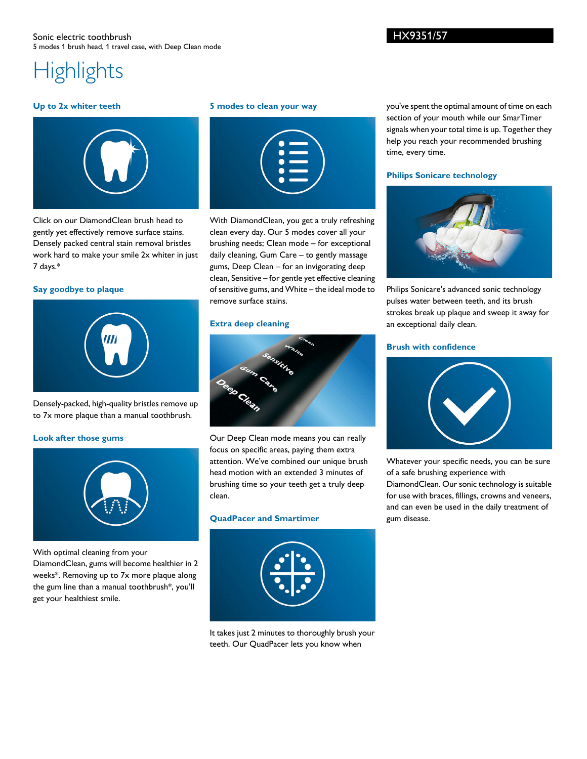Sonic electric toothbrush
5 modes 1 brush head, 1 travel case, with Deep Clean mode

HX9351/57

# Highlights

### Up to 2x whiter teeth

Click on our DiamondClean brush head to gently yet effectively remove surface stains. Densely packed central stain removal bristles work hard to make your smile 2x whiter in just 7 days.*

### Say goodbye to plaque

Densely-packed, high-quality bristles remove up to 7x more plaque than a manual toothbrush.

### Look after those gums

With optimal cleaning from your DiamondClean, gums will become healthier in 2 weeks*. Removing up to 7x more plaque along the gum line than a manual toothbrush*, you'll get your healthiest smile.

### 5 modes to clean your way

With DiamondClean, you get a truly refreshing clean every day. Our 5 modes cover all your brushing needs; Clean mode – for exceptional daily cleaning, Gum Care – to gently massage gums, Deep Clean – for an invigorating deep clean, Sensitive – for gentle yet effective cleaning of sensitive gums, and White – the ideal mode to remove surface stains.

### Extra deep cleaning

Our Deep Clean mode means you can really focus on specific areas, paying them extra attention. We've combined our unique brush head motion with an extended 3 minutes of brushing time so your teeth get a truly deep clean.

### QuadPacer and Smartimer

It takes just 2 minutes to thoroughly brush your teeth. Our QuadPacer lets you know when you've spent the optimal amount of time on each section of your mouth while our SmarTimer signals when your total time is up. Together they help you reach your recommended brushing time, every time.

### Philips Sonicare technology

Philips Sonicare's advanced sonic technology pulses water between teeth, and its brush strokes break up plaque and sweep it away for an exceptional daily clean.

### Brush with confidence

Whatever your specific needs, you can be sure of a safe brushing experience with DiamondClean. Our sonic technology is suitable for use with braces, fillings, crowns and veneers, and can even be used in the daily treatment of gum disease.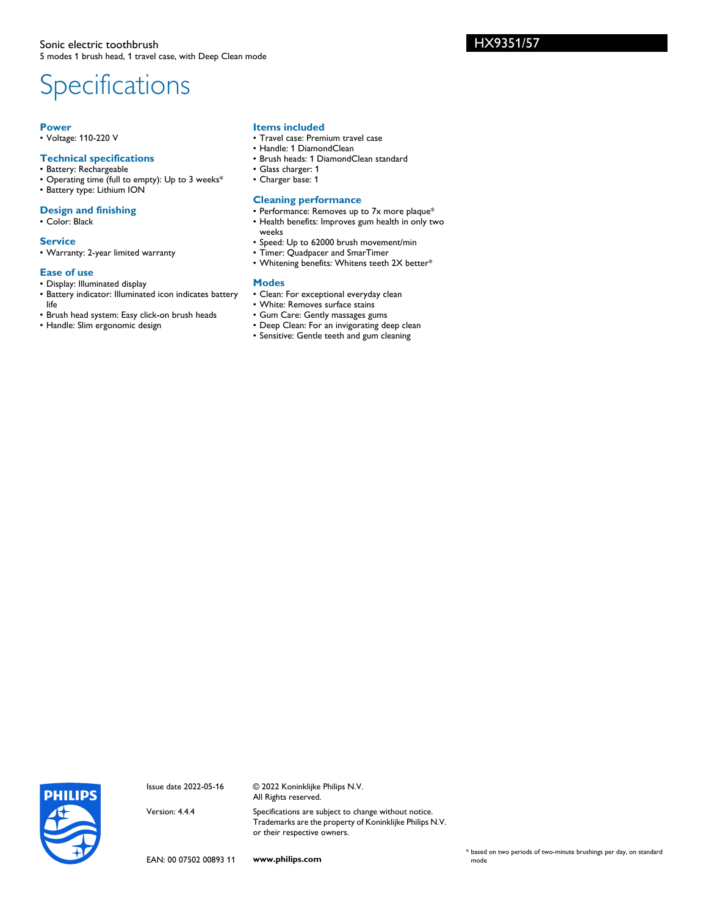Sonic electric toothbrush
5 modes 1 brush head, 1 travel case, with Deep Clean mode

HX9351/57

# Specifications

### Power
- Voltage: 110-220 V

### Technical specifications
- Battery: Rechargeable
- Operating time (full to empty): Up to 3 weeks*
- Battery type: Lithium ION

### Design and finishing
- Color: Black

### Service
- Warranty: 2-year limited warranty

### Ease of use
- Display: Illuminated display
- Battery indicator: Illuminated icon indicates battery life
- Brush head system: Easy click-on brush heads
- Handle: Slim ergonomic design

### Items included
- Travel case: Premium travel case
- Handle: 1 DiamondClean
- Brush heads: 1 DiamondClean standard
- Glass charger: 1
- Charger base: 1

### Cleaning performance
- Performance: Removes up to 7x more plaque*
- Health benefits: Improves gum health in only two weeks
- Speed: Up to 62000 brush movement/min
- Timer: Quadpacer and SmarTimer
- Whitening benefits: Whitens teeth 2X better*

### Modes
- Clean: For exceptional everyday clean
- White: Removes surface stains
- Gum Care: Gently massages gums
- Deep Clean: For an invigorating deep clean
- Sensitive: Gentle teeth and gum cleaning

Issue date 2022-05-16

Version: 4.4.4

EAN: 00 07502 00893 11

© 2022 Koninklijke Philips N.V.
All Rights reserved.

Specifications are subject to change without notice. Trademarks are the property of Koninklijke Philips N.V. or their respective owners.

**www.philips.com**

* based on two periods of two-minute brushings per day, on standard mode